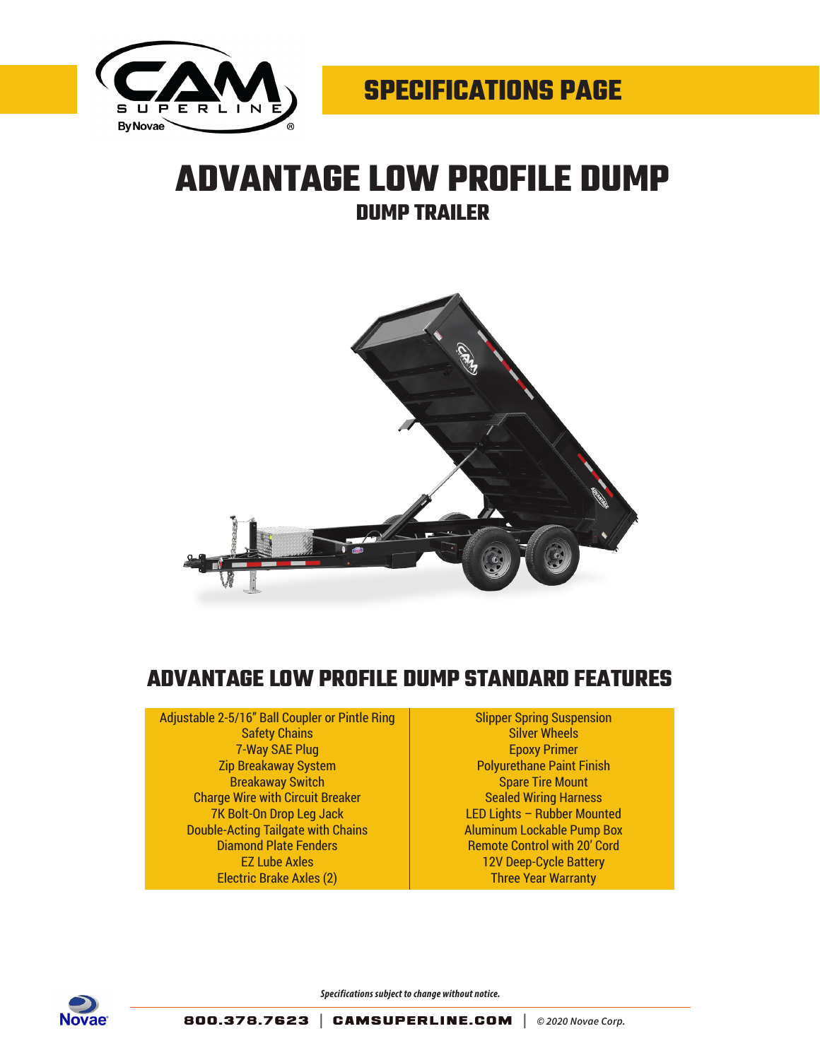# SPECIFICATIONS PAGE

# ADVANTAGE LOW PROFILE DUMP

## DUMP TRAILER

## ADVANTAGE LOW PROFILE DUMP STANDARD FEATURES

| | |
|---|---|
| Adjustable 2-5/16" Ball Coupler or Pintle Ring | Slipper Spring Suspension |
| Safety Chains | Silver Wheels |
| 7-Way SAE Plug | Epoxy Primer |
| Zip Breakaway System | Polyurethane Paint Finish |
| Breakaway Switch | Spare Tire Mount |
| Charge Wire with Circuit Breaker | Sealed Wiring Harness |
| 7K Bolt-On Drop Leg Jack | LED Lights – Rubber Mounted |
| Double-Acting Tailgate with Chains | Aluminum Lockable Pump Box |
| Diamond Plate Fenders | Remote Control with 20' Cord |
| EZ Lube Axles | 12V Deep-Cycle Battery |
| Electric Brake Axles (2) | Three Year Warranty |

***Specifications subject to change without notice.***

800.378.7623 | CAMSUPERLINE.COM | *© 2020 Novae Corp.*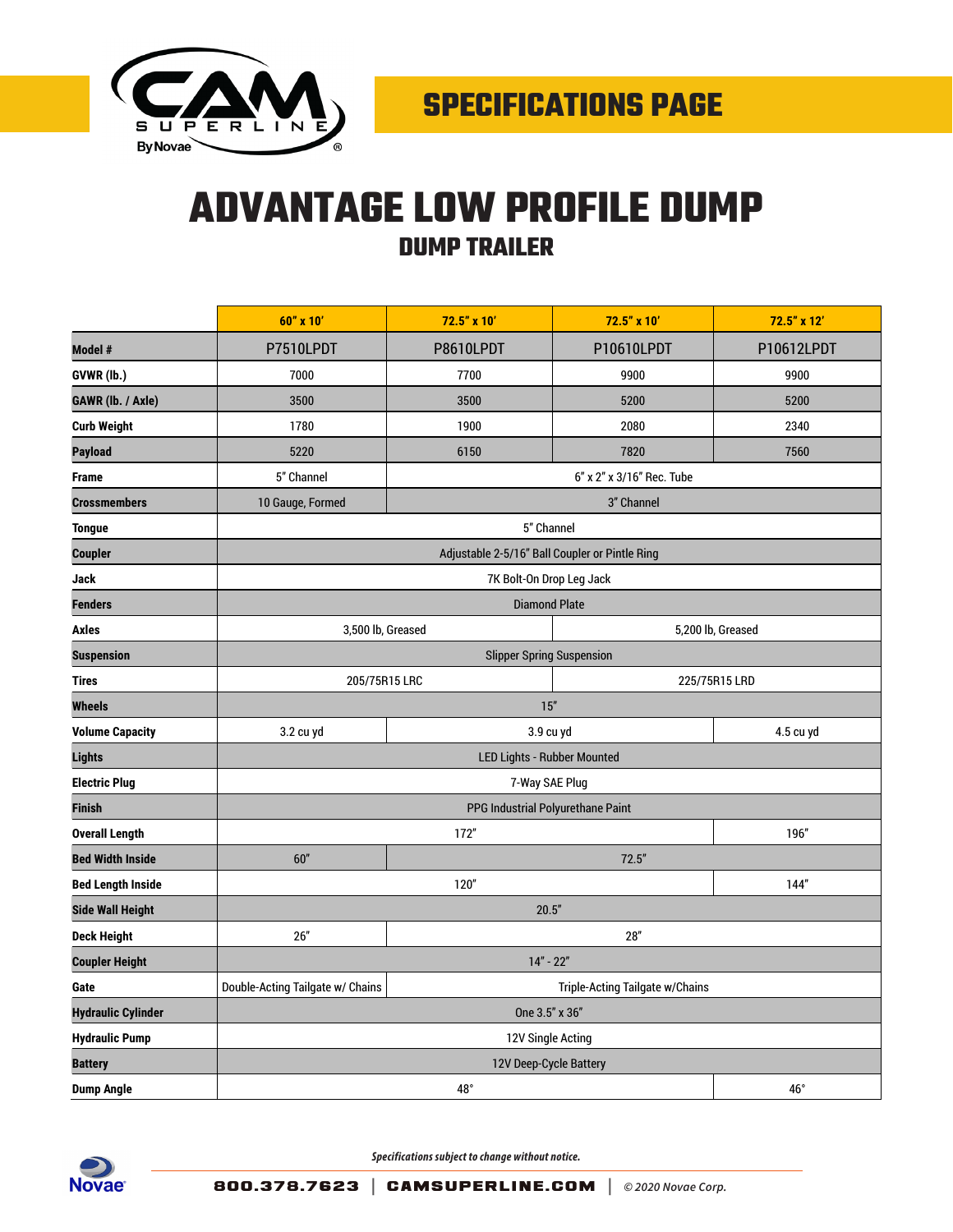## SPECIFICATIONS PAGE

# ADVANTAGE LOW PROFILE DUMP

## DUMP TRAILER

| | 60" x 10' | 72.5" x 10' | 72.5" x 10' | 72.5" x 12' |
|---|---|---|---|---|
| **Model #** | P7510LPDT | P8610LPDT | P10610LPDT | P10612LPDT |
| **GVWR (lb.)** | 7000 | 7700 | 9900 | 9900 |
| **GAWR (lb. / Axle)** | 3500 | 3500 | 5200 | 5200 |
| **Curb Weight** | 1780 | 1900 | 2080 | 2340 |
| **Payload** | 5220 | 6150 | 7820 | 7560 |
| **Frame** | 5" Channel | 6" x 2" x 3/16" Rec. Tube | | |
| **Crossmembers** | 10 Gauge, Formed | 3" Channel | | |
| **Tongue** | 5" Channel | | | |
| **Coupler** | Adjustable 2-5/16" Ball Coupler or Pintle Ring | | | |
| **Jack** | 7K Bolt-On Drop Leg Jack | | | |
| **Fenders** | Diamond Plate | | | |
| **Axles** | 3,500 lb, Greased | | 5,200 lb, Greased | |
| **Suspension** | Slipper Spring Suspension | | | |
| **Tires** | 205/75R15 LRC | | 225/75R15 LRD | |
| **Wheels** | 15" | | | |
| **Volume Capacity** | 3.2 cu yd | 3.9 cu yd | | 4.5 cu yd |
| **Lights** | LED Lights - Rubber Mounted | | | |
| **Electric Plug** | 7-Way SAE Plug | | | |
| **Finish** | PPG Industrial Polyurethane Paint | | | |
| **Overall Length** | 172" | | | 196" |
| **Bed Width Inside** | 60" | 72.5" | | |
| **Bed Length Inside** | 120" | | | 144" |
| **Side Wall Height** | 20.5" | | | |
| **Deck Height** | 26" | 28" | | |
| **Coupler Height** | 14" - 22" | | | |
| **Gate** | Double-Acting Tailgate w/ Chains | Triple-Acting Tailgate w/Chains | | |
| **Hydraulic Cylinder** | One 3.5" x 36" | | | |
| **Hydraulic Pump** | 12V Single Acting | | | |
| **Battery** | 12V Deep-Cycle Battery | | | |
| **Dump Angle** | 48° | | | 46° |

*Specifications subject to change without notice.*

800.378.7623 | CAMSUPERLINE.COM | © 2020 Novae Corp.